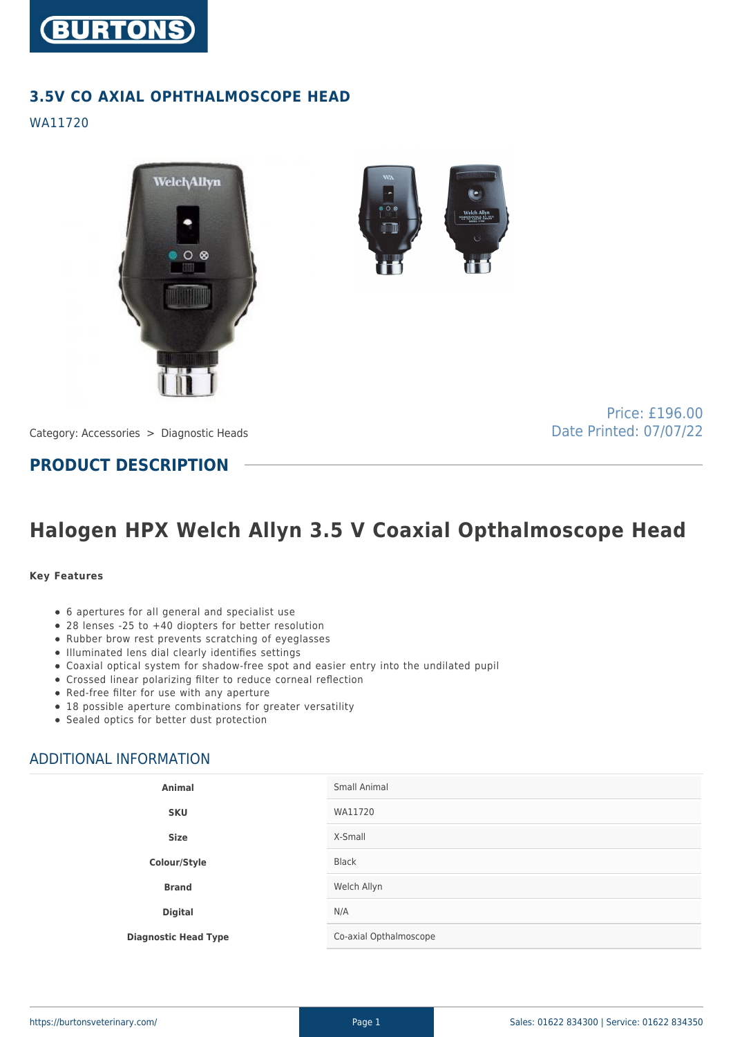# 3.5V CO AXIAL OPHTHALMOSCOPE HEAD

WA11720

Category: Accessories > Diagnostic Heads

Price: £196.00
Date Printed: 07/07/22

## PRODUCT DESCRIPTION

# Halogen HPX Welch Allyn 3.5 V Coaxial Opthalmoscope Head

**Key Features**

- 6 apertures for all general and specialist use
- 28 lenses -25 to +40 diopters for better resolution
- Rubber brow rest prevents scratching of eyeglasses
- Illuminated lens dial clearly identifies settings
- Coaxial optical system for shadow-free spot and easier entry into the undilated pupil
- Crossed linear polarizing filter to reduce corneal reflection
- Red-free filter for use with any aperture
- 18 possible aperture combinations for greater versatility
- Sealed optics for better dust protection

## ADDITIONAL INFORMATION

| | |
|---|---|
| **Animal** | Small Animal |
| **SKU** | WA11720 |
| **Size** | X-Small |
| **Colour/Style** | Black |
| **Brand** | Welch Allyn |
| **Digital** | N/A |
| **Diagnostic Head Type** | Co-axial Opthalmoscope |

https://burtonsveterinary.com/ Sales: 01622 834300 | Service: 01622 834350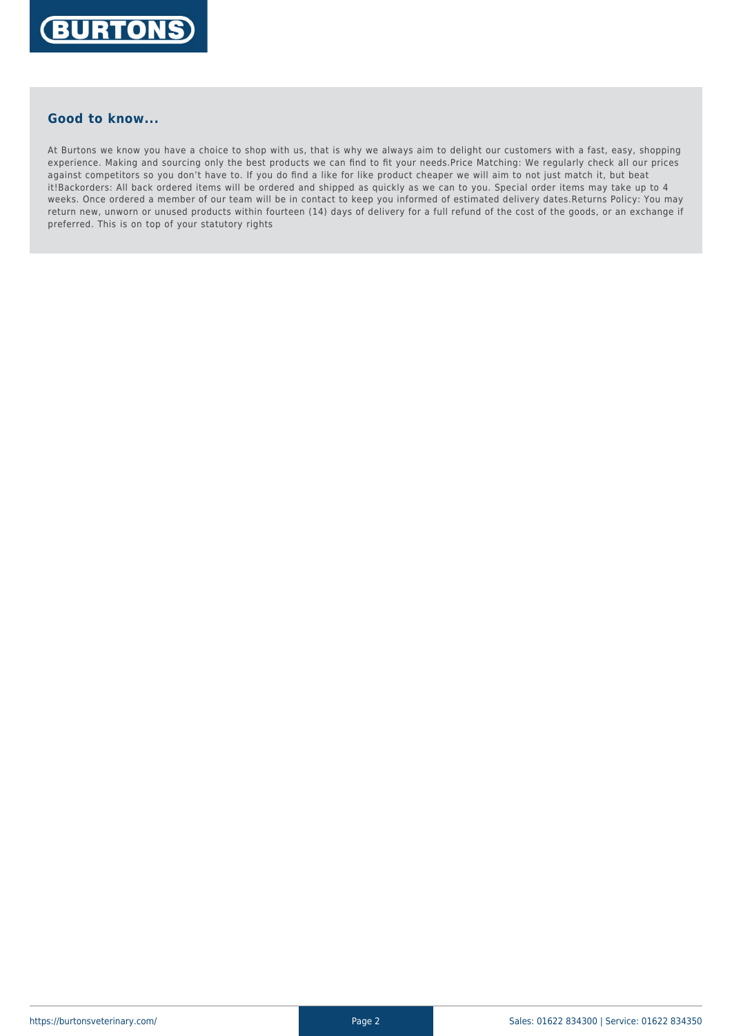## Good to know...

At Burtons we know you have a choice to shop with us, that is why we always aim to delight our customers with a fast, easy, shopping experience. Making and sourcing only the best products we can find to fit your needs.Price Matching: We regularly check all our prices against competitors so you don't have to. If you do find a like for like product cheaper we will aim to not just match it, but beat it!Backorders: All back ordered items will be ordered and shipped as quickly as we can to you. Special order items may take up to 4 weeks. Once ordered a member of our team will be in contact to keep you informed of estimated delivery dates.Returns Policy: You may return new, unworn or unused products within fourteen (14) days of delivery for a full refund of the cost of the goods, or an exchange if preferred. This is on top of your statutory rights